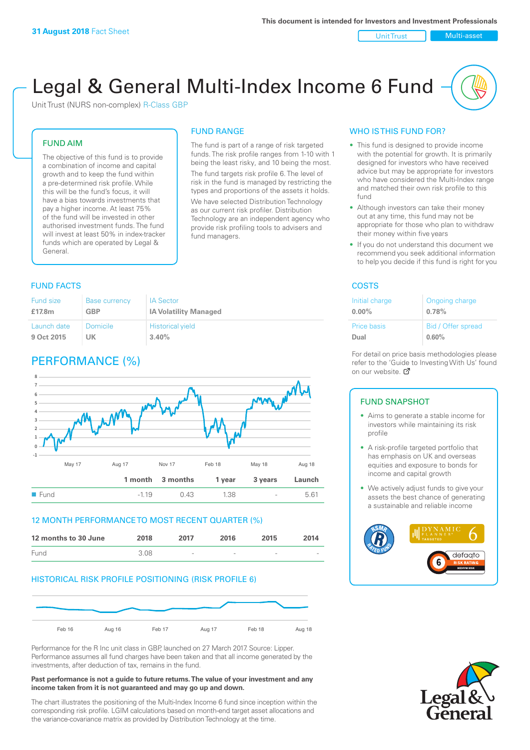31 August 2018 Fact Sheet

This document is intended for Investors and Investment Professionals

Unit Trust | Multi-asset

# Legal & General Multi-Index Income 6 Fund

Unit Trust (NURS non-complex) R-Class GBP

## FUND AIM

The objective of this fund is to provide a combination of income and capital growth and to keep the fund within a pre-determined risk profile. While this will be the fund's focus, it will have a bias towards investments that pay a higher income. At least 75% of the fund will be invested in other authorised investment funds. The fund will invest at least 50% in index-tracker funds which are operated by Legal & General.

## FUND RANGE

The fund is part of a range of risk targeted funds. The risk profile ranges from 1-10 with 1 being the least risky, and 10 being the most.

The fund targets risk profile 6. The level of risk in the fund is managed by restricting the types and proportions of the assets it holds.

We have selected Distribution Technology as our current risk profiler. Distribution Technology are an independent agency who provide risk profiling tools to advisers and fund managers.

## WHO IS THIS FUND FOR?

- This fund is designed to provide income with the potential for growth. It is primarily designed for investors who have received advice but may be appropriate for investors who have considered the Multi-Index range and matched their own risk profile to this fund
- Although investors can take their money out at any time, this fund may not be appropriate for those who plan to withdraw their money within five years
- If you do not understand this document we recommend you seek additional information to help you decide if this fund is right for you

## FUND FACTS

| Fund size | Base currency | IA Sector |
|---|---|---|
| £17.8m | GBP | IA Volatility Managed |
| **Launch date** | **Domicile** | **Historical yield** |
| 9 Oct 2015 | UK | 3.40% |

## COSTS

| Initial charge | Ongoing charge |
|---|---|
| 0.00% | 0.78% |
| **Price basis** | **Bid / Offer spread** |
| Dual | 0.60% |

For detail on price basis methodologies please refer to the 'Guide to Investing With Us' found on our website.

## PERFORMANCE (%)

| | 1 month | 3 months | 1 year | 3 years | Launch |
|---|---|---|---|---|---|
| Fund | -1.19 | 0.43 | 1.38 | - | 5.61 |

## 12 MONTH PERFORMANCE TO MOST RECENT QUARTER (%)

| 12 months to 30 June | 2018 | 2017 | 2016 | 2015 | 2014 |
|---|---|---|---|---|---|
| Fund | 3.08 | - | - | - | - |

## HISTORICAL RISK PROFILE POSITIONING (RISK PROFILE 6)

Performance for the R Inc unit class in GBP, launched on 27 March 2017. Source: Lipper. Performance assumes all fund charges have been taken and that all income generated by the investments, after deduction of tax, remains in the fund.

**Past performance is not a guide to future returns. The value of your investment and any income taken from it is not guaranteed and may go up and down.**

The chart illustrates the positioning of the Multi-Index Income 6 fund since inception within the corresponding risk profile. LGIM calculations based on month-end target asset allocations and the variance-covariance matrix as provided by Distribution Technology at the time.

## FUND SNAPSHOT

- Aims to generate a stable income for investors while maintaining its risk profile
- A risk-profile targeted portfolio that has emphasis on UK and overseas equities and exposure to bonds for income and capital growth
- We actively adjust funds to give your assets the best chance of generating a sustainable and reliable income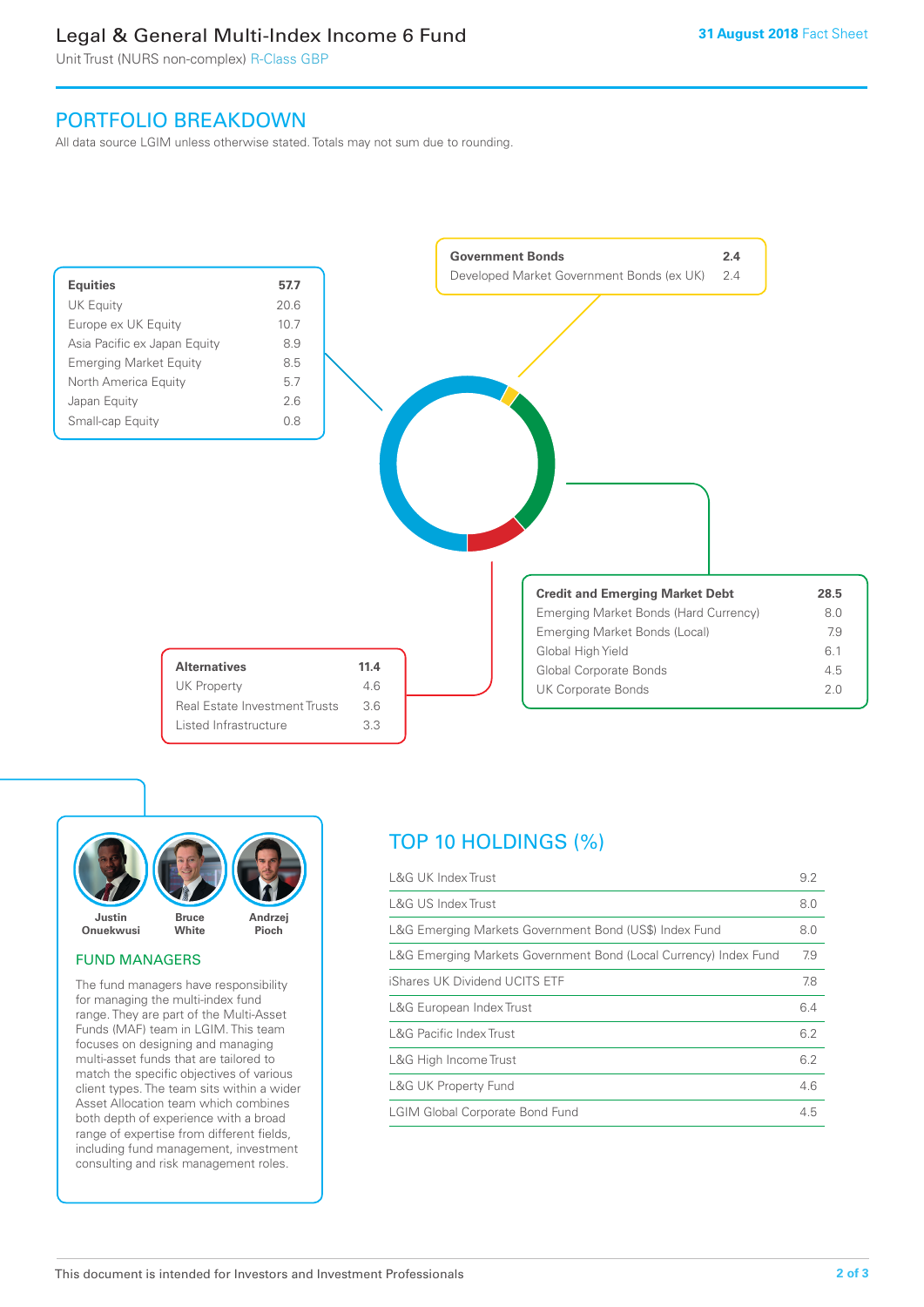# Legal & General Multi-Index Income 6 Fund

Unit Trust (NURS non-complex) R-Class GBP

31 August 2018 Fact Sheet

## PORTFOLIO BREAKDOWN

All data source LGIM unless otherwise stated. Totals may not sum due to rounding.

| **Equities** | **57.7** |
|---|---|
| UK Equity | 20.6 |
| Europe ex UK Equity | 10.7 |
| Asia Pacific ex Japan Equity | 8.9 |
| Emerging Market Equity | 8.5 |
| North America Equity | 5.7 |
| Japan Equity | 2.6 |
| Small-cap Equity | 0.8 |

| **Government Bonds** | **2.4** |
|---|---|
| Developed Market Government Bonds (ex UK) | 2.4 |

| **Credit and Emerging Market Debt** | **28.5** |
|---|---|
| Emerging Market Bonds (Hard Currency) | 8.0 |
| Emerging Market Bonds (Local) | 7.9 |
| Global High Yield | 6.1 |
| Global Corporate Bonds | 4.5 |
| UK Corporate Bonds | 2.0 |

| **Alternatives** | **11.4** |
|---|---|
| UK Property | 4.6 |
| Real Estate Investment Trusts | 3.6 |
| Listed Infrastructure | 3.3 |

Justin Onuekwusi, Bruce White, Andrzej Pioch

### FUND MANAGERS

The fund managers have responsibility for managing the multi-index fund range. They are part of the Multi-Asset Funds (MAF) team in LGIM. This team focuses on designing and managing multi-asset funds that are tailored to match the specific objectives of various client types. The team sits within a wider Asset Allocation team which combines both depth of experience with a broad range of expertise from different fields, including fund management, investment consulting and risk management roles.

## TOP 10 HOLDINGS (%)

| Holding | % |
|---|---|
| L&G UK Index Trust | 9.2 |
| L&G US Index Trust | 8.0 |
| L&G Emerging Markets Government Bond (US$) Index Fund | 8.0 |
| L&G Emerging Markets Government Bond (Local Currency) Index Fund | 7.9 |
| iShares UK Dividend UCITS ETF | 7.8 |
| L&G European Index Trust | 6.4 |
| L&G Pacific Index Trust | 6.2 |
| L&G High Income Trust | 6.2 |
| L&G UK Property Fund | 4.6 |
| LGIM Global Corporate Bond Fund | 4.5 |

This document is intended for Investors and Investment Professionals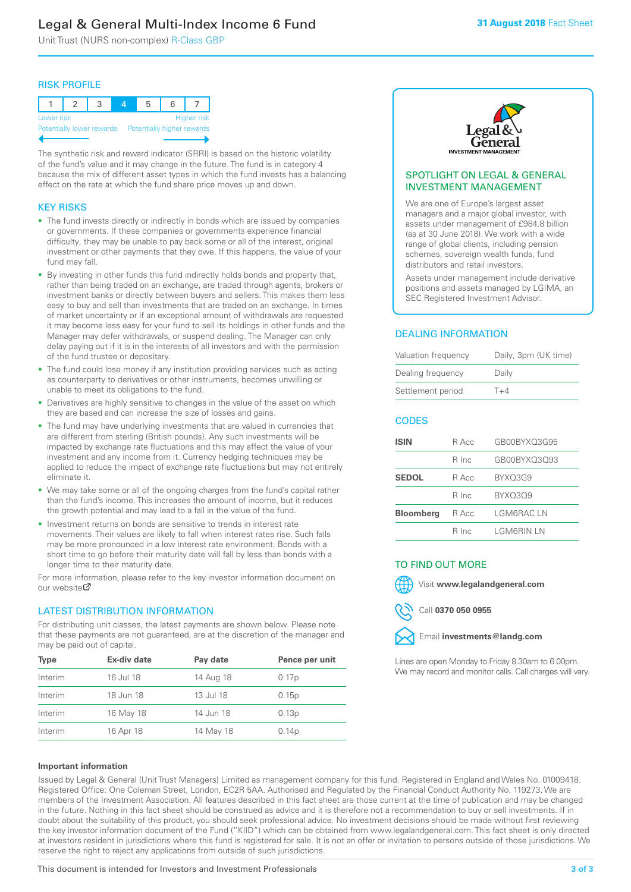# Legal & General Multi-Index Income 6 Fund

Unit Trust (NURS non-complex) R-Class GBP

**31 August 2018** Fact Sheet

## RISK PROFILE

| 1 | 2 | 3 | 4 | 5 | 6 | 7 |
|---|---|---|---|---|---|---|

Lower risk — Higher risk

Potentially lower rewards — Potentially higher rewards

The synthetic risk and reward indicator (SRRI) is based on the historic volatility of the fund's value and it may change in the future. The fund is in category 4 because the mix of different asset types in which the fund invests has a balancing effect on the rate at which the fund share price moves up and down.

## KEY RISKS

- The fund invests directly or indirectly in bonds which are issued by companies or governments. If these companies or governments experience financial difficulty, they may be unable to pay back some or all of the interest, original investment or other payments that they owe. If this happens, the value of your fund may fall.
- By investing in other funds this fund indirectly holds bonds and property that, rather than being traded on an exchange, are traded through agents, brokers or investment banks or directly between buyers and sellers. This makes them less easy to buy and sell than investments that are traded on an exchange. In times of market uncertainty or if an exceptional amount of withdrawals are requested it may become less easy for your fund to sell its holdings in other funds and the Manager may defer withdrawals, or suspend dealing. The Manager can only delay paying out if it is in the interests of all investors and with the permission of the fund trustee or depositary.
- The fund could lose money if any institution providing services such as acting as counterparty to derivatives or other instruments, becomes unwilling or unable to meet its obligations to the fund.
- Derivatives are highly sensitive to changes in the value of the asset on which they are based and can increase the size of losses and gains.
- The fund may have underlying investments that are valued in currencies that are different from sterling (British pounds). Any such investments will be impacted by exchange rate fluctuations and this may affect the value of your investment and any income from it. Currency hedging techniques may be applied to reduce the impact of exchange rate fluctuations but may not entirely eliminate it.
- We may take some or all of the ongoing charges from the fund's capital rather than the fund's income. This increases the amount of income, but it reduces the growth potential and may lead to a fall in the value of the fund.
- Investment returns on bonds are sensitive to trends in interest rate movements. Their values are likely to fall when interest rates rise. Such falls may be more pronounced in a low interest rate environment. Bonds with a short time to go before their maturity date will fall by less than bonds with a longer time to their maturity date.

For more information, please refer to the key investor information document on our website

## LATEST DISTRIBUTION INFORMATION

For distributing unit classes, the latest payments are shown below. Please note that these payments are not guaranteed, are at the discretion of the manager and may be paid out of capital.

| Type | Ex-div date | Pay date | Pence per unit |
|---|---|---|---|
| Interim | 16 Jul 18 | 14 Aug 18 | 0.17p |
| Interim | 18 Jun 18 | 13 Jul 18 | 0.15p |
| Interim | 16 May 18 | 14 Jun 18 | 0.13p |
| Interim | 16 Apr 18 | 14 May 18 | 0.14p |

## SPOTLIGHT ON LEGAL & GENERAL INVESTMENT MANAGEMENT

We are one of Europe's largest asset managers and a major global investor, with assets under management of £984.8 billion (as at 30 June 2018). We work with a wide range of global clients, including pension schemes, sovereign wealth funds, fund distributors and retail investors.

Assets under management include derivative positions and assets managed by LGIMA, an SEC Registered Investment Advisor.

## DEALING INFORMATION

| | |
|---|---|
| Valuation frequency | Daily, 3pm (UK time) |
| Dealing frequency | Daily |
| Settlement period | T+4 |

## CODES

| | | |
|---|---|---|
| **ISIN** | R Acc | GB00BYXQ3G95 |
| | R Inc | GB00BYXQ3Q93 |
| **SEDOL** | R Acc | BYXQ3G9 |
| | R Inc | BYXQ3Q9 |
| **Bloomberg** | R Acc | LGM6RAC LN |
| | R Inc | LGM6RIN LN |

## TO FIND OUT MORE

Visit **www.legalandgeneral.com**

Call **0370 050 0955**

Email **investments@landg.com**

Lines are open Monday to Friday 8.30am to 6.00pm. We may record and monitor calls. Call charges will vary.

### Important information

Issued by Legal & General (Unit Trust Managers) Limited as management company for this fund. Registered in England and Wales No. 01009418. Registered Office: One Coleman Street, London, EC2R 5AA. Authorised and Regulated by the Financial Conduct Authority No. 119273. We are members of the Investment Association. All features described in this fact sheet are those current at the time of publication and may be changed in the future. Nothing in this fact sheet should be construed as advice and it is therefore not a recommendation to buy or sell investments. If in doubt about the suitability of this product, you should seek professional advice. No investment decisions should be made without first reviewing the key investor information document of the Fund ("KIID") which can be obtained from www.legalandgeneral.com. This fact sheet is only directed at investors resident in jurisdictions where this fund is registered for sale. It is not an offer or invitation to persons outside of those jurisdictions. We reserve the right to reject any applications from outside of such jurisdictions.

This document is intended for Investors and Investment Professionals